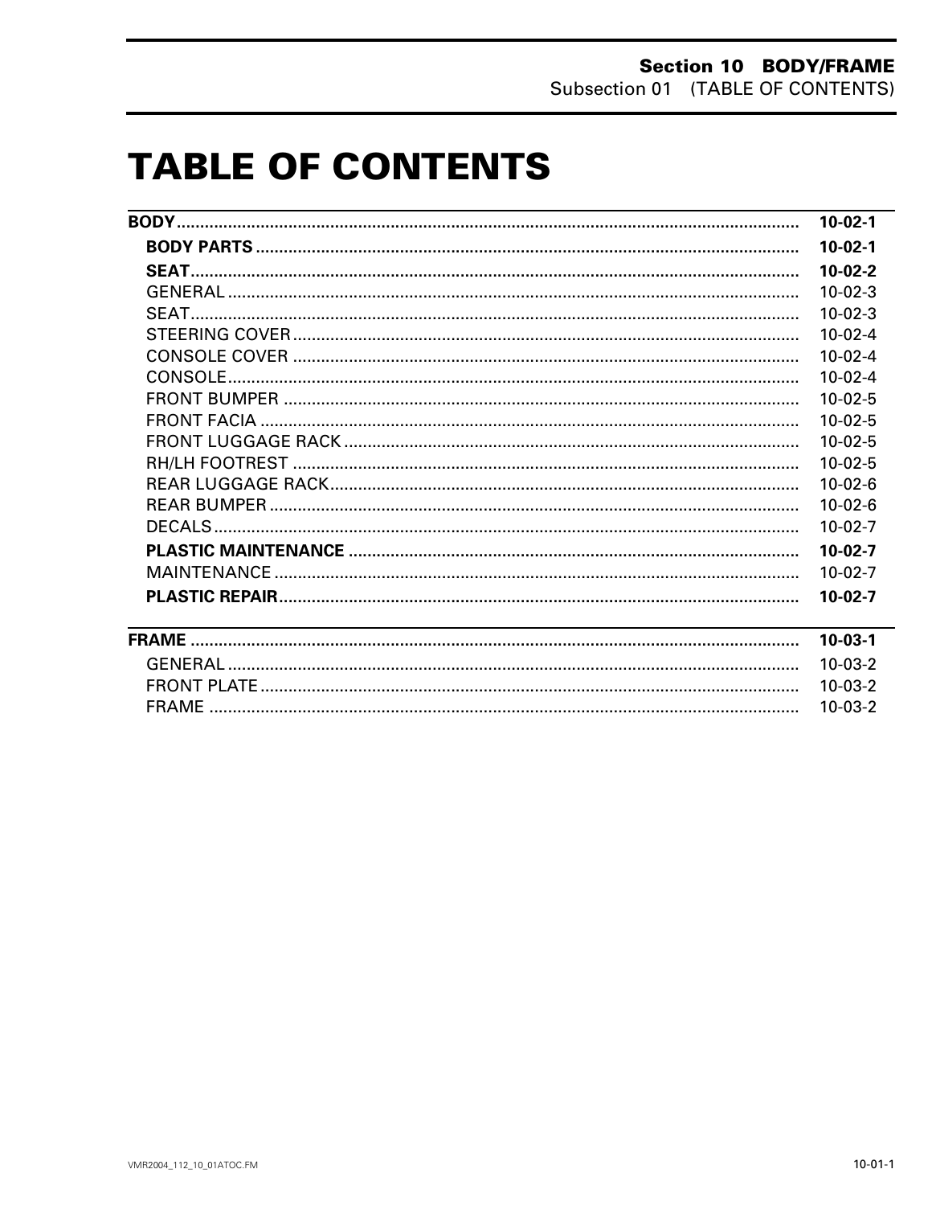# TABLE OF CONTENTS

| | |
|---|---|
| **BODY** | **10-02-1** |
| **BODY PARTS** | **10-02-1** |
| **SEAT** | **10-02-2** |
| GENERAL | 10-02-3 |
| SEAT | 10-02-3 |
| STEERING COVER | 10-02-4 |
| CONSOLE COVER | 10-02-4 |
| CONSOLE | 10-02-4 |
| FRONT BUMPER | 10-02-5 |
| FRONT FACIA | 10-02-5 |
| FRONT LUGGAGE RACK | 10-02-5 |
| RH/LH FOOTREST | 10-02-5 |
| REAR LUGGAGE RACK | 10-02-6 |
| REAR BUMPER | 10-02-6 |
| DECALS | 10-02-7 |
| **PLASTIC MAINTENANCE** | **10-02-7** |
| MAINTENANCE | 10-02-7 |
| **PLASTIC REPAIR** | **10-02-7** |
| **FRAME** | **10-03-1** |
| GENERAL | 10-03-2 |
| FRONT PLATE | 10-03-2 |
| FRAME | 10-03-2 |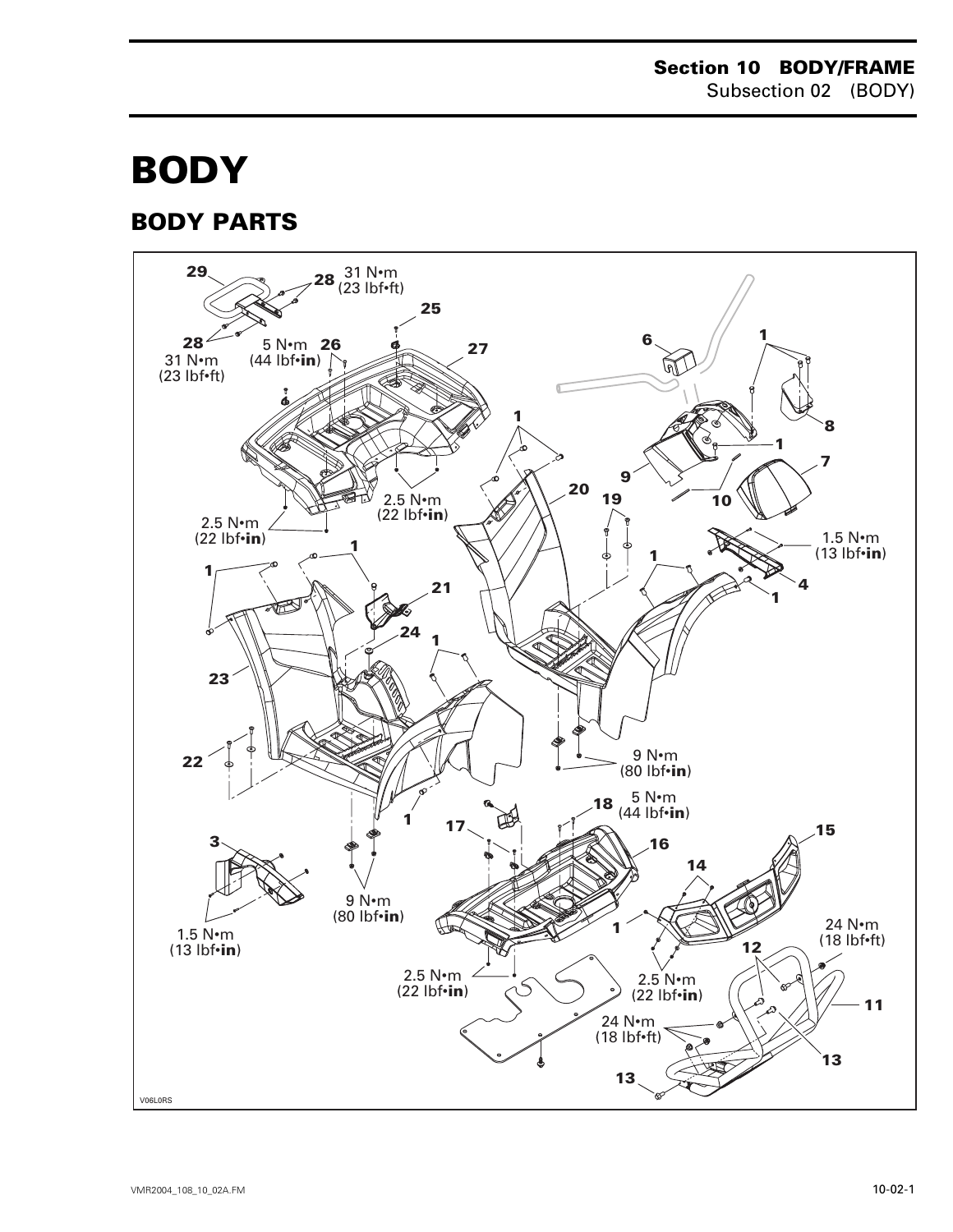# BODY

## BODY PARTS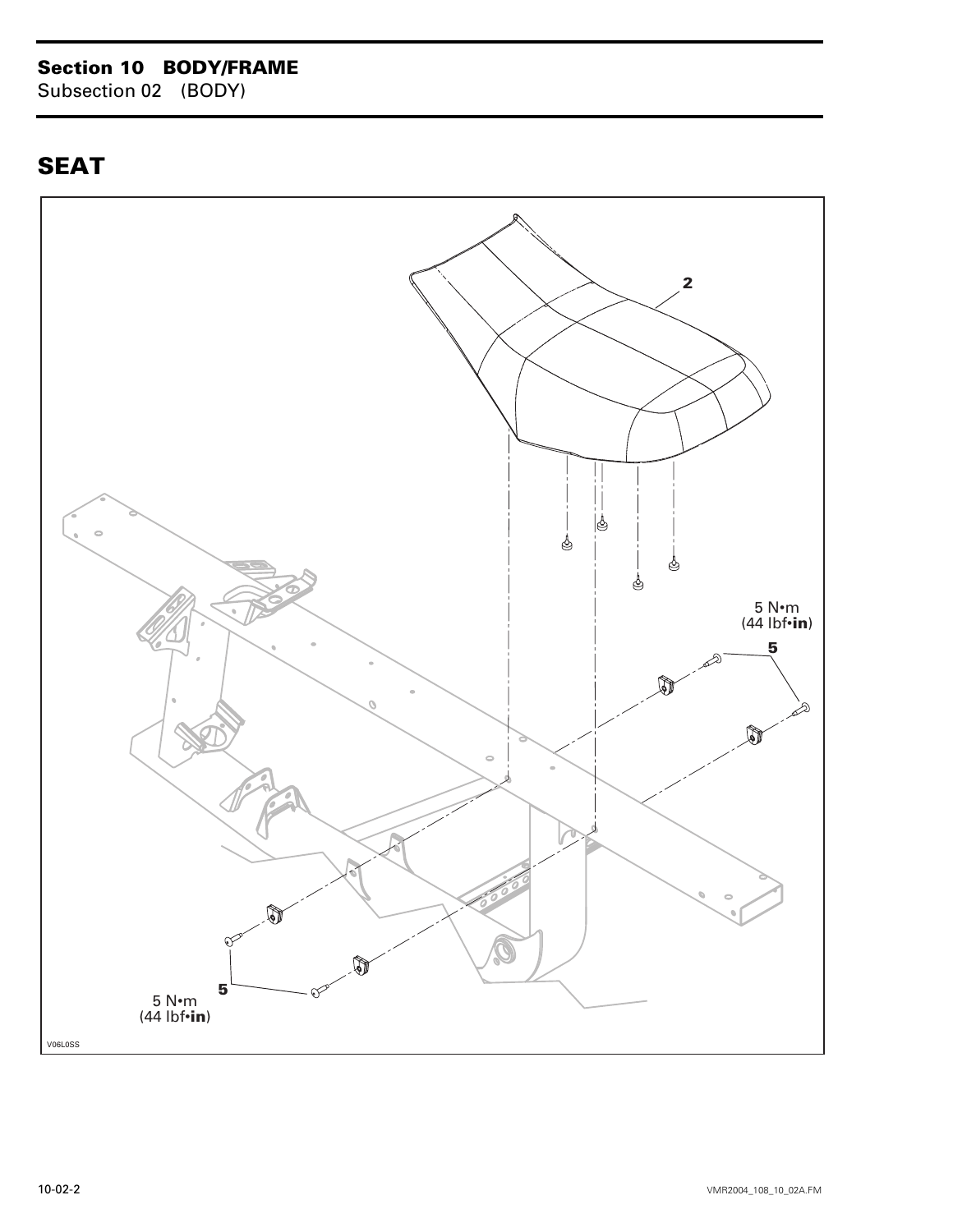## SEAT

2

5 N•m
(44 lbf•**in**)

**5**

**5**

5 N•m
(44 lbf•**in**)

V06L0SS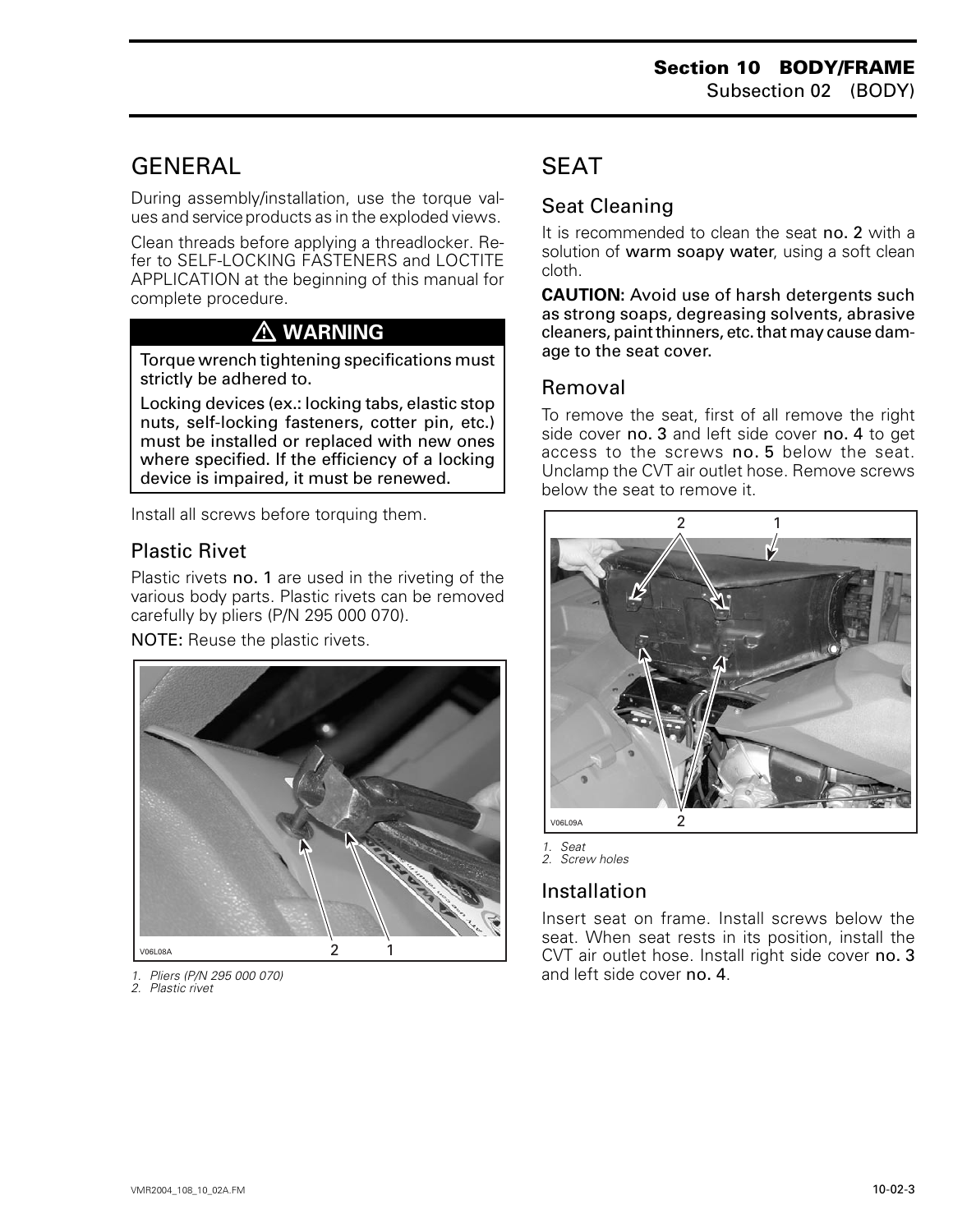## GENERAL

During assembly/installation, use the torque values and service products as in the exploded views.

Clean threads before applying a threadlocker. Refer to SELF-LOCKING FASTENERS and LOCTITE APPLICATION at the beginning of this manual for complete procedure.

> ⚠ **WARNING**
>
> Torque wrench tightening specifications must strictly be adhered to.
>
> Locking devices (ex.: locking tabs, elastic stop nuts, self-locking fasteners, cotter pin, etc.) must be installed or replaced with new ones where specified. If the efficiency of a locking device is impaired, it must be renewed.

Install all screws before torquing them.

### Plastic Rivet

Plastic rivets **no. 1** are used in the riveting of the various body parts. Plastic rivets can be removed carefully by pliers (P/N 295 000 070).

**NOTE:** Reuse the plastic rivets.

V06L08A

*1. Pliers (P/N 295 000 070)*
*2. Plastic rivet*

## SEAT

### Seat Cleaning

It is recommended to clean the seat **no. 2** with a solution of **warm soapy water**, using a soft clean cloth.

**CAUTION: Avoid use of harsh detergents such as strong soaps, degreasing solvents, abrasive cleaners, paint thinners, etc. that may cause damage to the seat cover.**

### Removal

To remove the seat, first of all remove the right side cover **no. 3** and left side cover **no. 4** to get access to the screws **no. 5** below the seat. Unclamp the CVT air outlet hose. Remove screws below the seat to remove it.

V06L09A

*1. Seat*
*2. Screw holes*

### Installation

Insert seat on frame. Install screws below the seat. When seat rests in its position, install the CVT air outlet hose. Install right side cover **no. 3** and left side cover **no. 4**.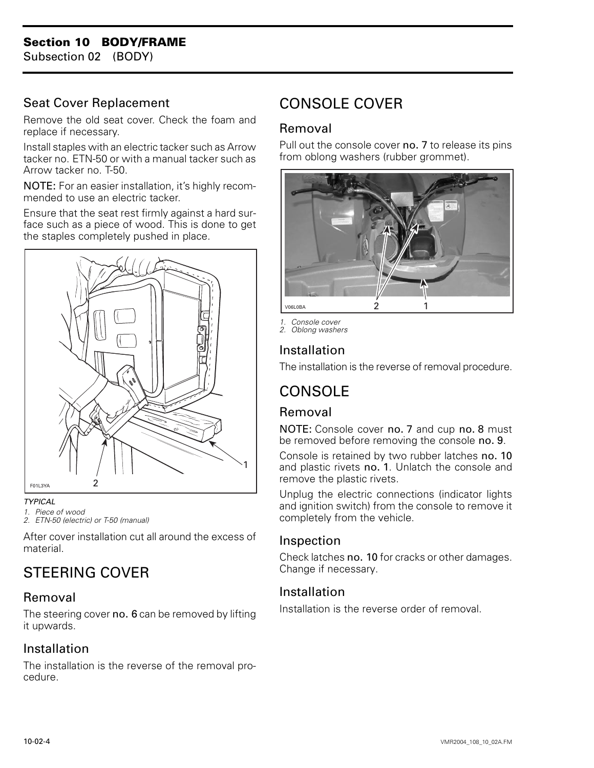## Seat Cover Replacement

Remove the old seat cover. Check the foam and replace if necessary.

Install staples with an electric tacker such as Arrow tacker no. ETN-50 or with a manual tacker such as Arrow tacker no. T-50.

NOTE: For an easier installation, it's highly recommended to use an electric tacker.

Ensure that the seat rest firmly against a hard surface such as a piece of wood. This is done to get the staples completely pushed in place.

*TYPICAL*
1. *Piece of wood*
2. *ETN-50 (electric) or T-50 (manual)*

After cover installation cut all around the excess of material.

# STEERING COVER

## Removal

The steering cover **no. 6** can be removed by lifting it upwards.

## Installation

The installation is the reverse of the removal procedure.

# CONSOLE COVER

## Removal

Pull out the console cover **no. 7** to release its pins from oblong washers (rubber grommet).

1. *Console cover*
2. *Oblong washers*

## Installation

The installation is the reverse of removal procedure.

# CONSOLE

## Removal

NOTE: Console cover **no. 7** and cup **no. 8** must be removed before removing the console **no. 9**.

Console is retained by two rubber latches **no. 10** and plastic rivets **no. 1**. Unlatch the console and remove the plastic rivets.

Unplug the electric connections (indicator lights and ignition switch) from the console to remove it completely from the vehicle.

## Inspection

Check latches **no. 10** for cracks or other damages. Change if necessary.

## Installation

Installation is the reverse order of removal.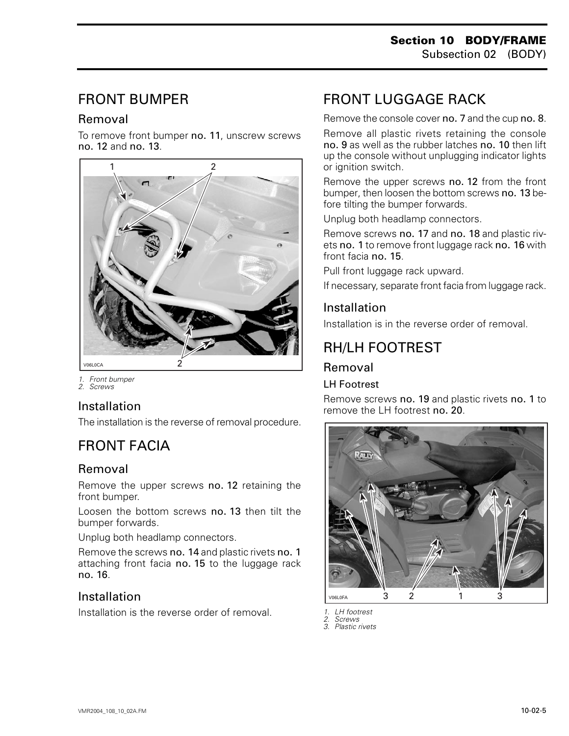## FRONT BUMPER

### Removal

To remove front bumper **no. 11**, unscrew screws **no. 12** and **no. 13**.

1. Front bumper
2. Screws

### Installation

The installation is the reverse of removal procedure.

## FRONT FACIA

### Removal

Remove the upper screws **no. 12** retaining the front bumper.

Loosen the bottom screws **no. 13** then tilt the bumper forwards.

Unplug both headlamp connectors.

Remove the screws **no. 14** and plastic rivets **no. 1** attaching front facia **no. 15** to the luggage rack **no. 16**.

### Installation

Installation is the reverse order of removal.

## FRONT LUGGAGE RACK

Remove the console cover **no. 7** and the cup **no. 8**.

Remove all plastic rivets retaining the console **no. 9** as well as the rubber latches **no. 10** then lift up the console without unplugging indicator lights or ignition switch.

Remove the upper screws **no. 12** from the front bumper, then loosen the bottom screws **no. 13** before tilting the bumper forwards.

Unplug both headlamp connectors.

Remove screws **no. 17** and **no. 18** and plastic rivets **no. 1** to remove front luggage rack **no. 16** with front facia **no. 15**.

Pull front luggage rack upward.

If necessary, separate front facia from luggage rack.

### Installation

Installation is in the reverse order of removal.

## RH/LH FOOTREST

### Removal

#### LH Footrest

Remove screws **no. 19** and plastic rivets **no. 1** to remove the LH footrest **no. 20**.

1. LH footrest
2. Screws
3. Plastic rivets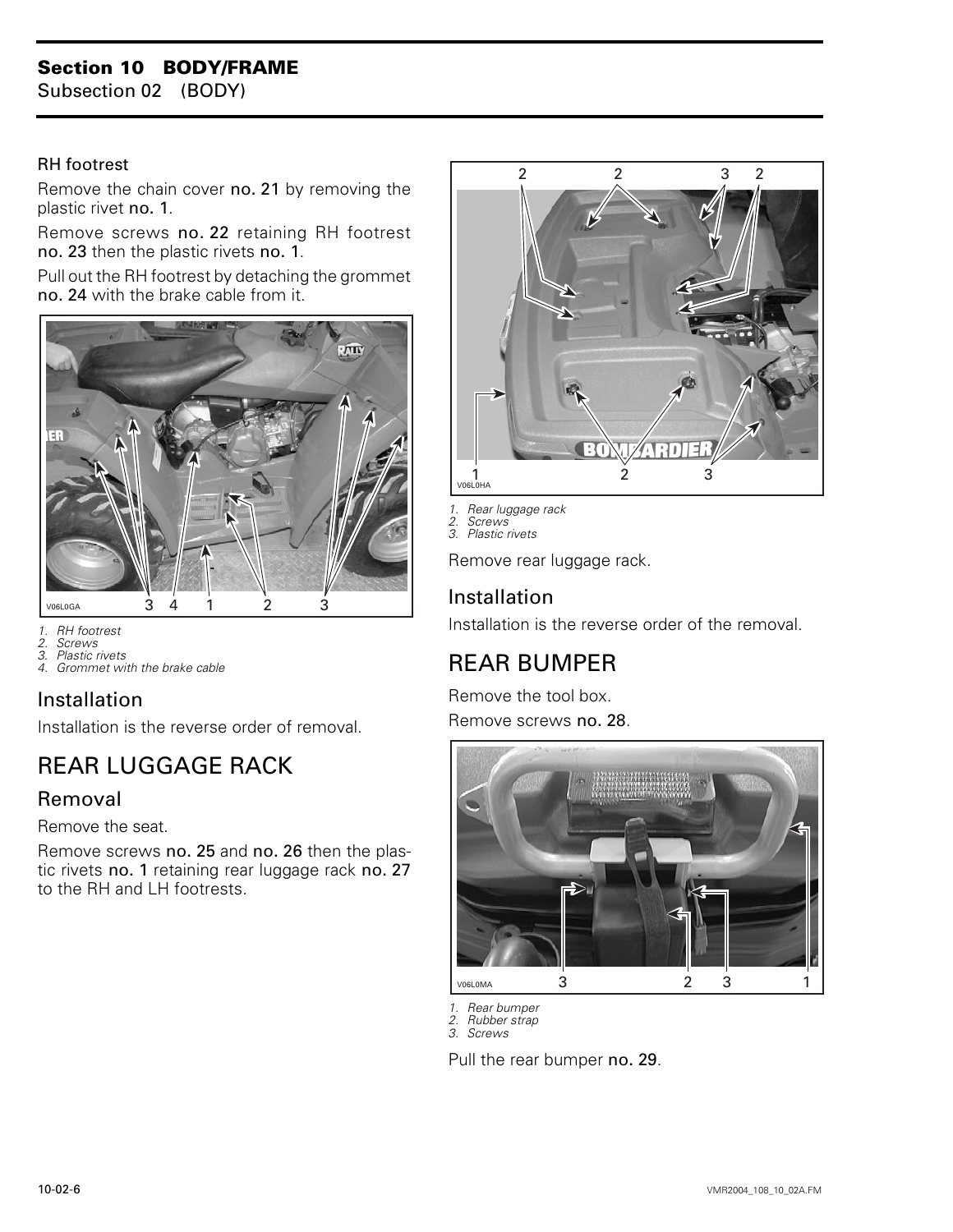RH footrest

Remove the chain cover **no. 21** by removing the plastic rivet **no. 1**.

Remove screws **no. 22** retaining RH footrest **no. 23** then the plastic rivets **no. 1**.

Pull out the RH footrest by detaching the grommet **no. 24** with the brake cable from it.

V06L0GA

1. *RH footrest*
2. *Screws*
3. *Plastic rivets*
4. *Grommet with the brake cable*

### Installation

Installation is the reverse order of removal.

## REAR LUGGAGE RACK

### Removal

Remove the seat.

Remove screws **no. 25** and **no. 26** then the plastic rivets **no. 1** retaining rear luggage rack **no. 27** to the RH and LH footrests.

V06L0HA

1. *Rear luggage rack*
2. *Screws*
3. *Plastic rivets*

Remove rear luggage rack.

### Installation

Installation is the reverse order of the removal.

## REAR BUMPER

Remove the tool box.

Remove screws **no. 28**.

V06L0MA

1. *Rear bumper*
2. *Rubber strap*
3. *Screws*

Pull the rear bumper **no. 29**.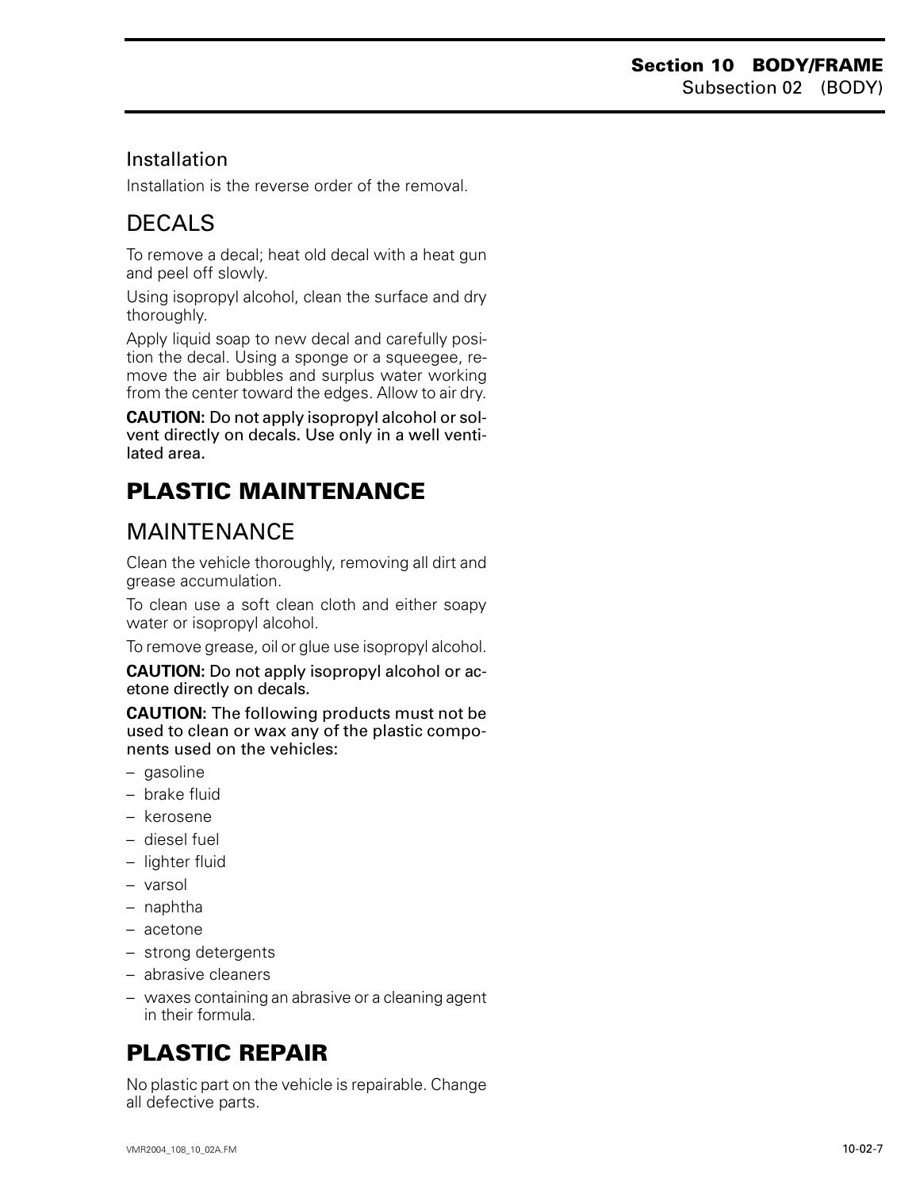### Installation

Installation is the reverse order of the removal.

## DECALS

To remove a decal; heat old decal with a heat gun and peel off slowly.

Using isopropyl alcohol, clean the surface and dry thoroughly.

Apply liquid soap to new decal and carefully position the decal. Using a sponge or a squeegee, remove the air bubbles and surplus water working from the center toward the edges. Allow to air dry.

**CAUTION:** Do not apply isopropyl alcohol or solvent directly on decals. Use only in a well ventilated area.

# PLASTIC MAINTENANCE

## MAINTENANCE

Clean the vehicle thoroughly, removing all dirt and grease accumulation.

To clean use a soft clean cloth and either soapy water or isopropyl alcohol.

To remove grease, oil or glue use isopropyl alcohol.

**CAUTION:** Do not apply isopropyl alcohol or acetone directly on decals.

**CAUTION:** The following products must not be used to clean or wax any of the plastic components used on the vehicles:

- gasoline
- brake fluid
- kerosene
- diesel fuel
- lighter fluid
- varsol
- naphtha
- acetone
- strong detergents
- abrasive cleaners
- waxes containing an abrasive or a cleaning agent in their formula.

# PLASTIC REPAIR

No plastic part on the vehicle is repairable. Change all defective parts.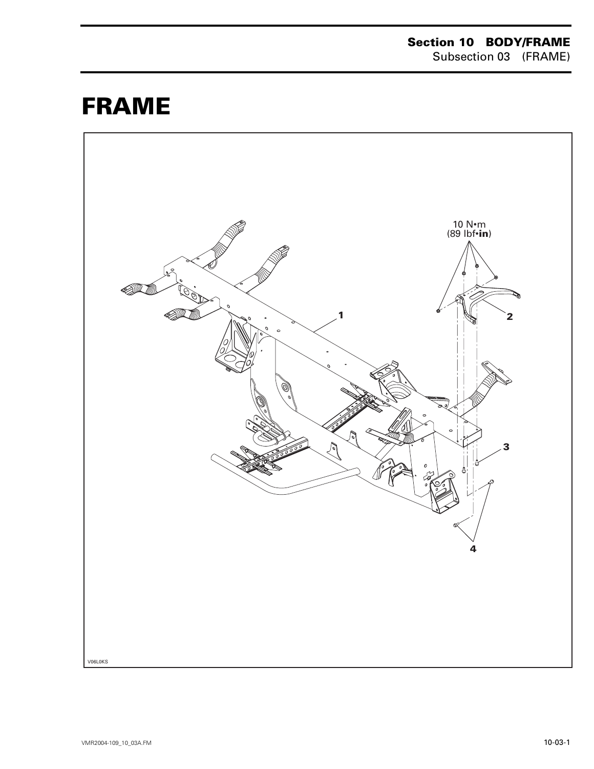# FRAME

10 N•m
(89 lbf•**in**)

1

2

3

4

V06L0KS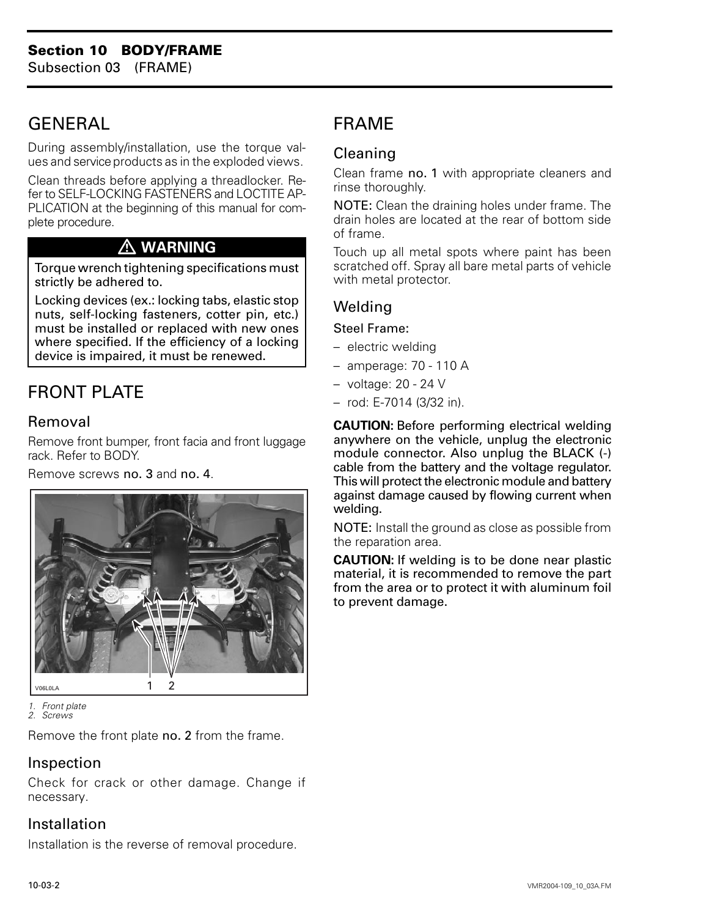# GENERAL

During assembly/installation, use the torque values and service products as in the exploded views.

Clean threads before applying a threadlocker. Refer to SELF-LOCKING FASTENERS and LOCTITE APPLICATION at the beginning of this manual for complete procedure.

**⚠ WARNING**

**Torque wrench tightening specifications must strictly be adhered to.**

**Locking devices (ex.: locking tabs, elastic stop nuts, self-locking fasteners, cotter pin, etc.) must be installed or replaced with new ones where specified. If the efficiency of a locking device is impaired, it must be renewed.**

# FRONT PLATE

## Removal

Remove front bumper, front facia and front luggage rack. Refer to BODY.

Remove screws **no. 3** and **no. 4**.

V06L0LA

1. *Front plate*
2. *Screws*

Remove the front plate **no. 2** from the frame.

## Inspection

Check for crack or other damage. Change if necessary.

## Installation

Installation is the reverse of removal procedure.

# FRAME

## Cleaning

Clean frame **no. 1** with appropriate cleaners and rinse thoroughly.

**NOTE:** Clean the draining holes under frame. The drain holes are located at the rear of bottom side of frame.

Touch up all metal spots where paint has been scratched off. Spray all bare metal parts of vehicle with metal protector.

## Welding

**Steel Frame:**

- electric welding
- amperage: 70 - 110 A
- voltage: 20 - 24 V
- rod: E-7014 (3/32 in).

**CAUTION: Before performing electrical welding anywhere on the vehicle, unplug the electronic module connector. Also unplug the BLACK (-) cable from the battery and the voltage regulator. This will protect the electronic module and battery against damage caused by flowing current when welding.**

**NOTE:** Install the ground as close as possible from the reparation area.

**CAUTION: If welding is to be done near plastic material, it is recommended to remove the part from the area or to protect it with aluminum foil to prevent damage.**